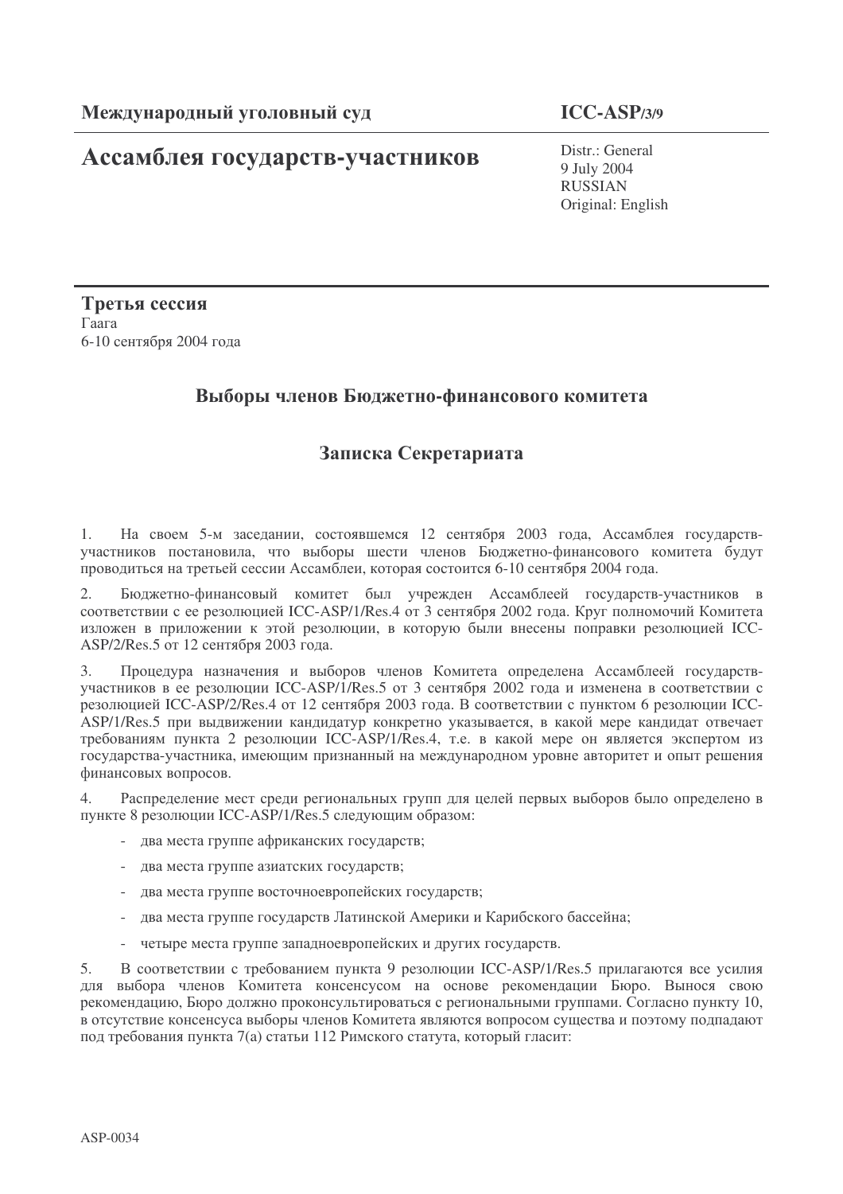**Международный уголовный суд**

**ICC-ASP/3/9**

# Ассамблея государств-участников

Distr.: General
9 July 2004
RUSSIAN
Original: English

**Третья сессия**
Гаага
6-10 сентября 2004 года

## Выборы членов Бюджетно-финансового комитета

## Записка Секретариата

1. На своем 5-м заседании, состоявшемся 12 сентября 2003 года, Ассамблея государств-участников постановила, что выборы шести членов Бюджетно-финансового комитета будут проводиться на третьей сессии Ассамблеи, которая состоится 6-10 сентября 2004 года.

2. Бюджетно-финансовый комитет был учрежден Ассамблеей государств-участников в соответствии с ее резолюцией ICC-ASP/1/Res.4 от 3 сентября 2002 года. Круг полномочий Комитета изложен в приложении к этой резолюции, в которую были внесены поправки резолюцией ICC-ASP/2/Res.5 от 12 сентября 2003 года.

3. Процедура назначения и выборов членов Комитета определена Ассамблеей государств-участников в ее резолюции ICC-ASP/1/Res.5 от 3 сентября 2002 года и изменена в соответствии с резолюцией ICC-ASP/2/Res.4 от 12 сентября 2003 года. В соответствии с пунктом 6 резолюции ICC-ASP/1/Res.5 при выдвижении кандидатур конкретно указывается, в какой мере кандидат отвечает требованиям пункта 2 резолюции ICC-ASP/1/Res.4, т.е. в какой мере он является экспертом из государства-участника, имеющим признанный на международном уровне авторитет и опыт решения финансовых вопросов.

4. Распределение мест среди региональных групп для целей первых выборов было определено в пункте 8 резолюции ICC-ASP/1/Res.5 следующим образом:

- два места группе африканских государств;
- два места группе азиатских государств;
- два места группе восточноевропейских государств;
- два места группе государств Латинской Америки и Карибского бассейна;
- четыре места группе западноевропейских и других государств.

5. В соответствии с требованием пункта 9 резолюции ICC-ASP/1/Res.5 прилагаются все усилия для выбора членов Комитета консенсусом на основе рекомендации Бюро. Вынося свою рекомендацию, Бюро должно проконсультироваться с региональными группами. Согласно пункту 10, в отсутствие консенсуса выборы членов Комитета являются вопросом существа и поэтому подпадают под требования пункта 7(a) статьи 112 Римского статута, который гласит:

ASP-0034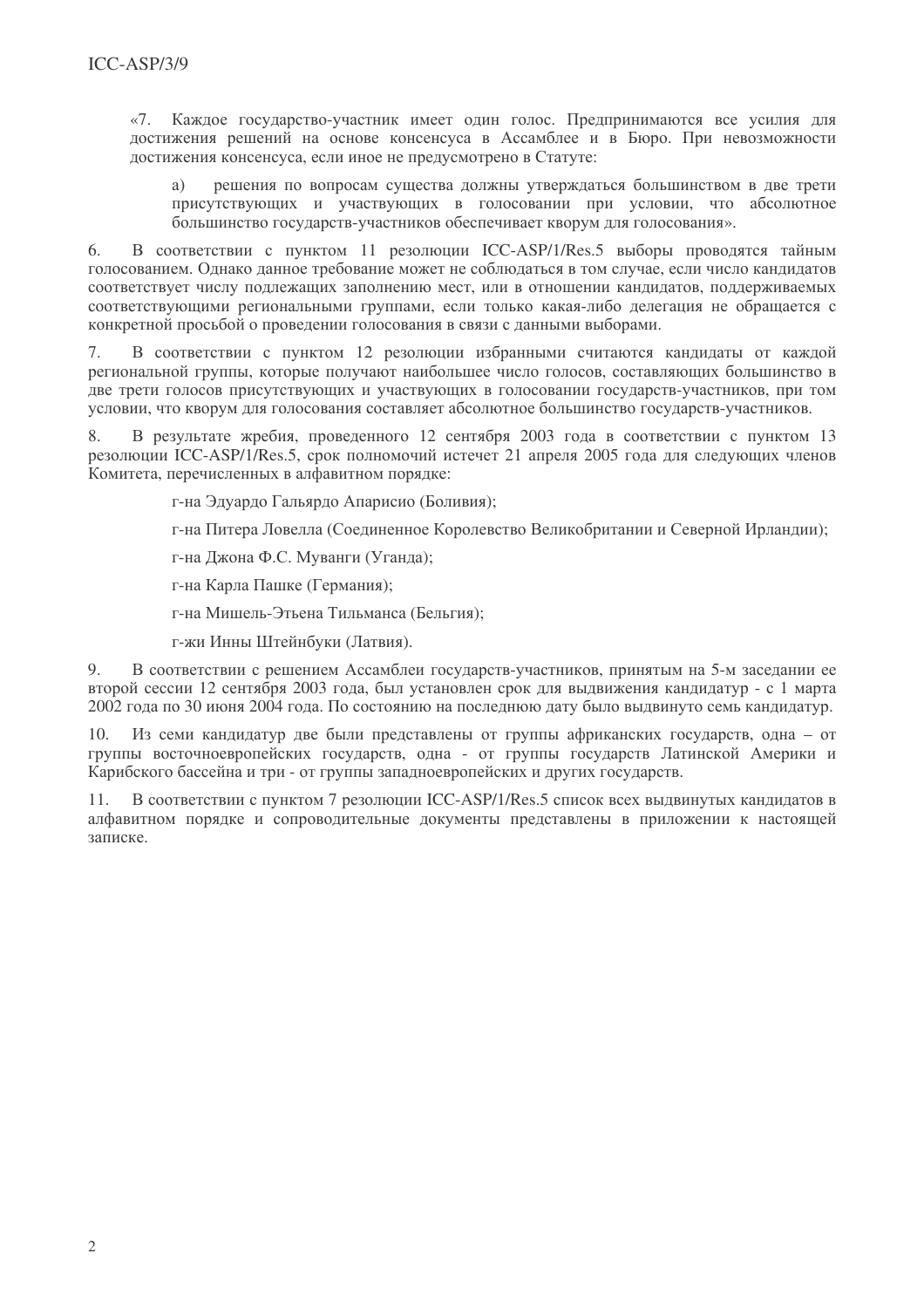«7. Каждое государство-участник имеет один голос. Предпринимаются все усилия для достижения решений на основе консенсуса в Ассамблее и в Бюро. При невозможности достижения консенсуса, если иное не предусмотрено в Статуте:

> a) решения по вопросам существа должны утверждаться большинством в две трети присутствующих и участвующих в голосовании при условии, что абсолютное большинство государств-участников обеспечивает кворум для голосования».

6. В соответствии с пунктом 11 резолюции ICC-ASP/1/Res.5 выборы проводятся тайным голосованием. Однако данное требование может не соблюдаться в том случае, если число кандидатов соответствует числу подлежащих заполнению мест, или в отношении кандидатов, поддерживаемых соответствующими региональными группами, если только какая-либо делегация не обращается с конкретной просьбой о проведении голосования в связи с данными выборами.

7. В соответствии с пунктом 12 резолюции избранными считаются кандидаты от каждой региональной группы, которые получают наибольшее число голосов, составляющих большинство в две трети голосов присутствующих и участвующих в голосовании государств-участников, при том условии, что кворум для голосования составляет абсолютное большинство государств-участников.

8. В результате жребия, проведенного 12 сентября 2003 года в соответствии с пунктом 13 резолюции ICC-ASP/1/Res.5, срок полномочий истечет 21 апреля 2005 года для следующих членов Комитета, перечисленных в алфавитном порядке:

> г-на Эдуардо Гальярдо Апарисио (Боливия);
>
> г-на Питера Ловелла (Соединенное Королевство Великобритании и Северной Ирландии);
>
> г-на Джона Ф.С. Муванги (Уганда);
>
> г-на Карла Пашке (Германия);
>
> г-на Мишель-Этьена Тильманса (Бельгия);
>
> г-жи Инны Штейнбуки (Латвия).

9. В соответствии с решением Ассамблеи государств-участников, принятым на 5-м заседании ее второй сессии 12 сентября 2003 года, был установлен срок для выдвижения кандидатур - с 1 марта 2002 года по 30 июня 2004 года. По состоянию на последнюю дату было выдвинуто семь кандидатур.

10. Из семи кандидатур две были представлены от группы африканских государств, одна – от группы восточноевропейских государств, одна - от группы государств Латинской Америки и Карибского бассейна и три - от группы западноевропейских и других государств.

11. В соответствии с пунктом 7 резолюции ICC-ASP/1/Res.5 список всех выдвинутых кандидатов в алфавитном порядке и сопроводительные документы представлены в приложении к настоящей записке.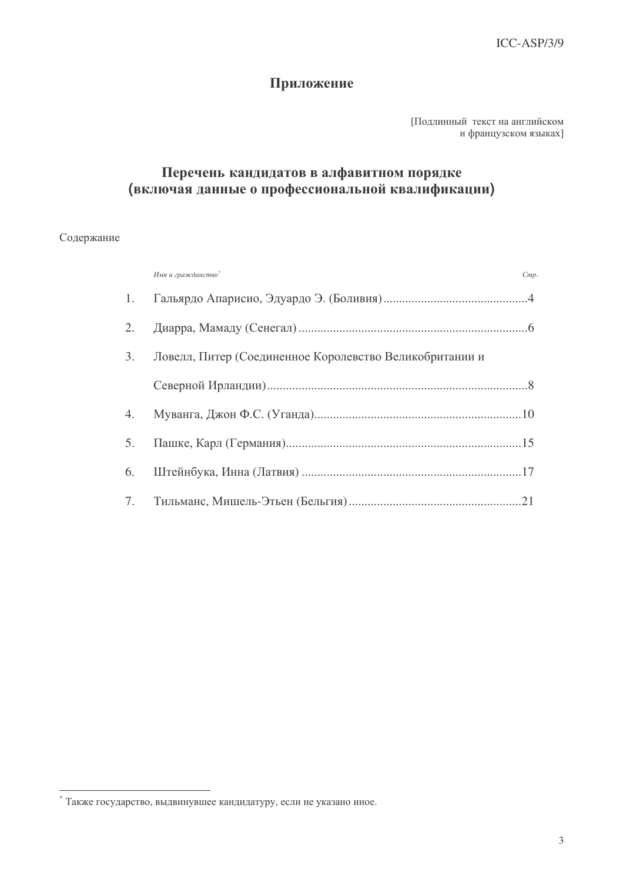# Приложение

[Подлинный текст на английском и французском языках]

## Перечень кандидатов в алфавитном порядке (включая данные о профессиональной квалификации)

Содержание

| | *Имя и гражданство*[*] | *Стр.* |
|---|---|---|
| 1. | Гальярдо Апарисио, Эдуардо Э. (Боливия) | 4 |
| 2. | Диарра, Мамаду (Сенегал) | 6 |
| 3. | Ловелл, Питер (Соединенное Королевство Великобритании и Северной Ирландии) | 8 |
| 4. | Муванга, Джон Ф.С. (Уганда) | 10 |
| 5. | Пашке, Карл (Германия) | 15 |
| 6. | Штейнбука, Инна (Латвия) | 17 |
| 7. | Тильманс, Мишель-Этьен (Бельгия) | 21 |

[*] Также государство, выдвинувшее кандидатуру, если не указано иное.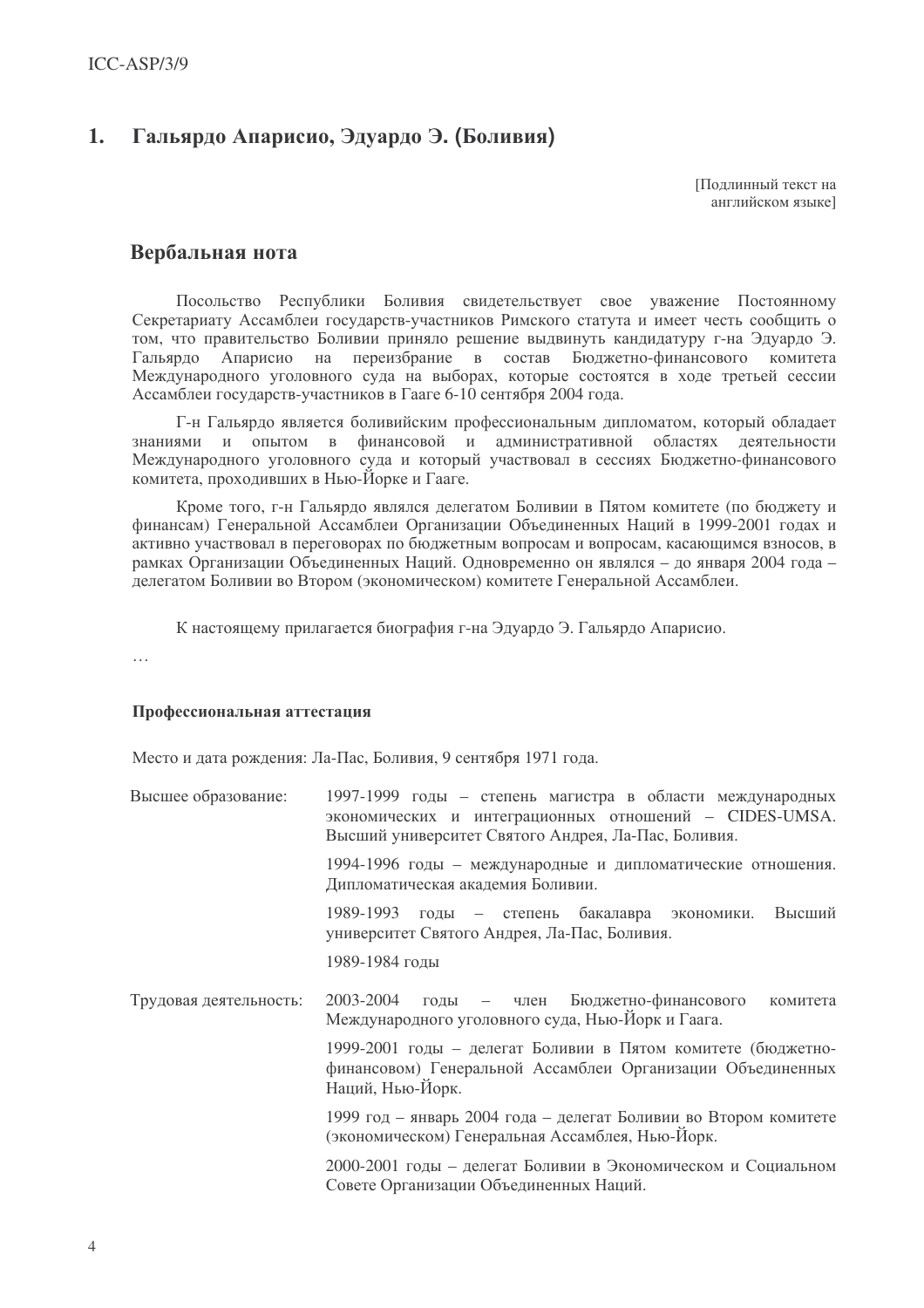## 1. Гальярдо Апарисио, Эдуардо Э. (Боливия)

[Подлинный текст на английском языке]

### Вербальная нота

Посольство Республики Боливия свидетельствует свое уважение Постоянному Секретариату Ассамблеи государств-участников Римского статута и имеет честь сообщить о том, что правительство Боливии приняло решение выдвинуть кандидатуру г-на Эдуардо Э. Гальярдо Апарисио на переизбрание в состав Бюджетно-финансового комитета Международного уголовного суда на выборах, которые состоятся в ходе третьей сессии Ассамблеи государств-участников в Гааге 6-10 сентября 2004 года.

Г-н Гальярдо является боливийским профессиональным дипломатом, который обладает знаниями и опытом в финансовой и административной областях деятельности Международного уголовного суда и который участвовал в сессиях Бюджетно-финансового комитета, проходивших в Нью-Йорке и Гааге.

Кроме того, г-н Гальярдо являлся делегатом Боливии в Пятом комитете (по бюджету и финансам) Генеральной Ассамблеи Организации Объединенных Наций в 1999-2001 годах и активно участвовал в переговорах по бюджетным вопросам и вопросам, касающимся взносов, в рамках Организации Объединенных Наций. Одновременно он являлся – до января 2004 года – делегатом Боливии во Втором (экономическом) комитете Генеральной Ассамблеи.

К настоящему прилагается биография г-на Эдуардо Э. Гальярдо Апарисио.

…

**Профессиональная аттестация**

Место и дата рождения: Ла-Пас, Боливия, 9 сентября 1971 года.

Высшее образование:

1997-1999 годы – степень магистра в области международных экономических и интеграционных отношений – CIDES-UMSA. Высший университет Святого Андрея, Ла-Пас, Боливия.

1994-1996 годы – международные и дипломатические отношения. Дипломатическая академия Боливии.

1989-1993 годы – степень бакалавра экономики. Высший университет Святого Андрея, Ла-Пас, Боливия.

1989-1984 годы

Трудовая деятельность:

2003-2004 годы – член Бюджетно-финансового комитета Международного уголовного суда, Нью-Йорк и Гаага.

1999-2001 годы – делегат Боливии в Пятом комитете (бюджетно-финансовом) Генеральной Ассамблеи Организации Объединенных Наций, Нью-Йорк.

1999 год – январь 2004 года – делегат Боливии во Втором комитете (экономическом) Генеральная Ассамблея, Нью-Йорк.

2000-2001 годы – делегат Боливии в Экономическом и Социальном Совете Организации Объединенных Наций.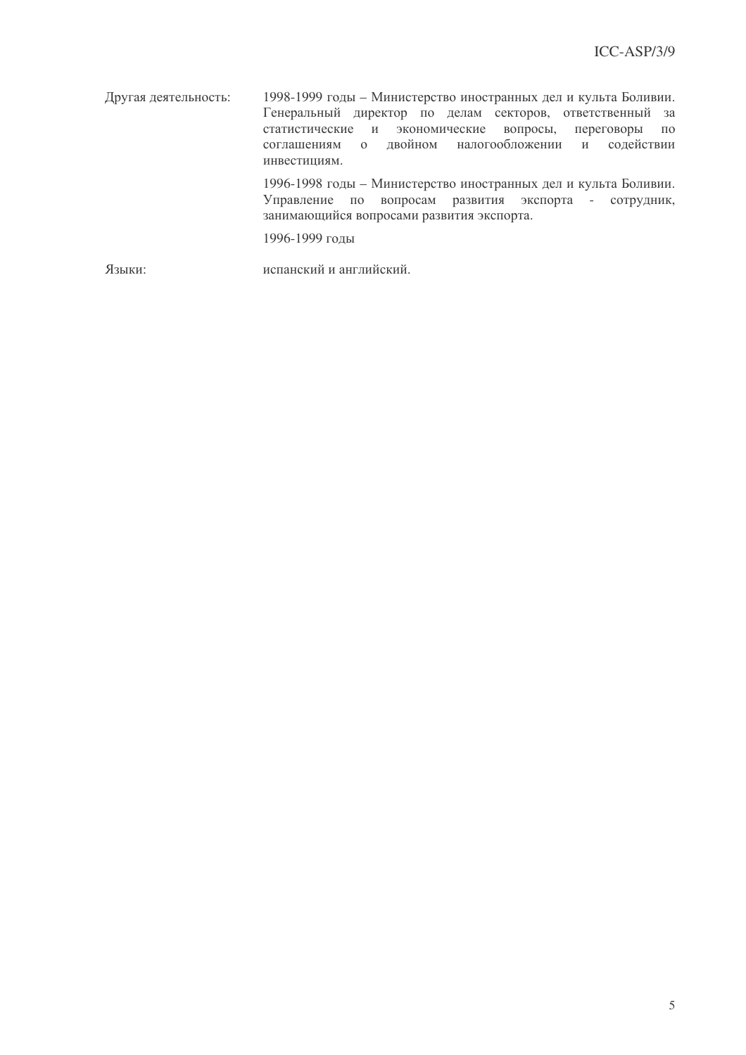Другая деятельность: 1998-1999 годы – Министерство иностранных дел и культа Боливии. Генеральный директор по делам секторов, ответственный за статистические и экономические вопросы, переговоры по соглашениям о двойном налогообложении и содействии инвестициям.

1996-1998 годы – Министерство иностранных дел и культа Боливии. Управление по вопросам развития экспорта - сотрудник, занимающийся вопросами развития экспорта.

1996-1999 годы

Языки: испанский и английский.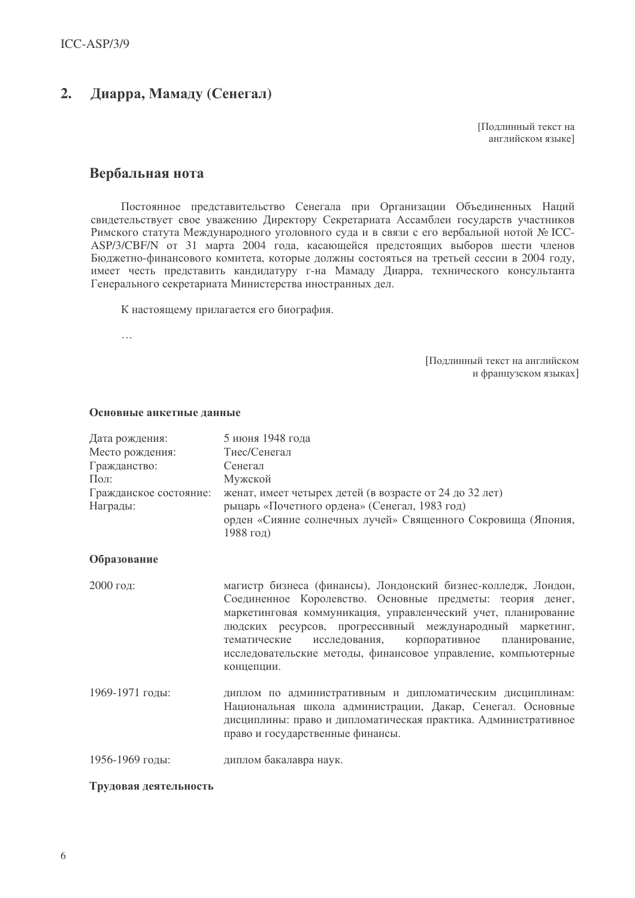## 2. Диарра, Мамаду (Сенегал)

[Подлинный текст на английском языке]

### Вербальная нота

Постоянное представительство Сенегала при Организации Объединенных Наций свидетельствует свое уважению Директору Секретариата Ассамблеи государств участников Римского статута Международного уголовного суда и в связи с его вербальной нотой № ICC-ASP/3/CBF/N от 31 марта 2004 года, касающейся предстоящих выборов шести членов Бюджетно-финансового комитета, которые должны состояться на третьей сессии в 2004 году, имеет честь представить кандидатуру г-на Мамаду Диарра, технического консультанта Генерального секретариата Министерства иностранных дел.

К настоящему прилагается его биография.

…

[Подлинный текст на английском и французском языках]

#### Основные анкетные данные

| | |
|---|---|
| Дата рождения: | 5 июня 1948 года |
| Место рождения: | Тиес/Сенегал |
| Гражданство: | Сенегал |
| Пол: | Мужской |
| Гражданское состояние: | женат, имеет четырех детей (в возрасте от 24 до 32 лет) |
| Награды: | рыцарь «Почетного ордена» (Сенегал, 1983 год)<br>орден «Сияние солнечных лучей» Священного Сокровища (Япония, 1988 год) |

#### Образование

| | |
|---|---|
| 2000 год: | магистр бизнеса (финансы), Лондонский бизнес-колледж, Лондон, Соединенное Королевство. Основные предметы: теория денег, маркетинговая коммуникация, управленческий учет, планирование людских ресурсов, прогрессивный международный маркетинг, тематические исследования, корпоративное планирование, исследовательские методы, финансовое управление, компьютерные концепции. |
| 1969-1971 годы: | диплом по административным и дипломатическим дисциплинам: Национальная школа администрации, Дакар, Сенегал. Основные дисциплины: право и дипломатическая практика. Административное право и государственные финансы. |
| 1956-1969 годы: | диплом бакалавра наук. |

#### Трудовая деятельность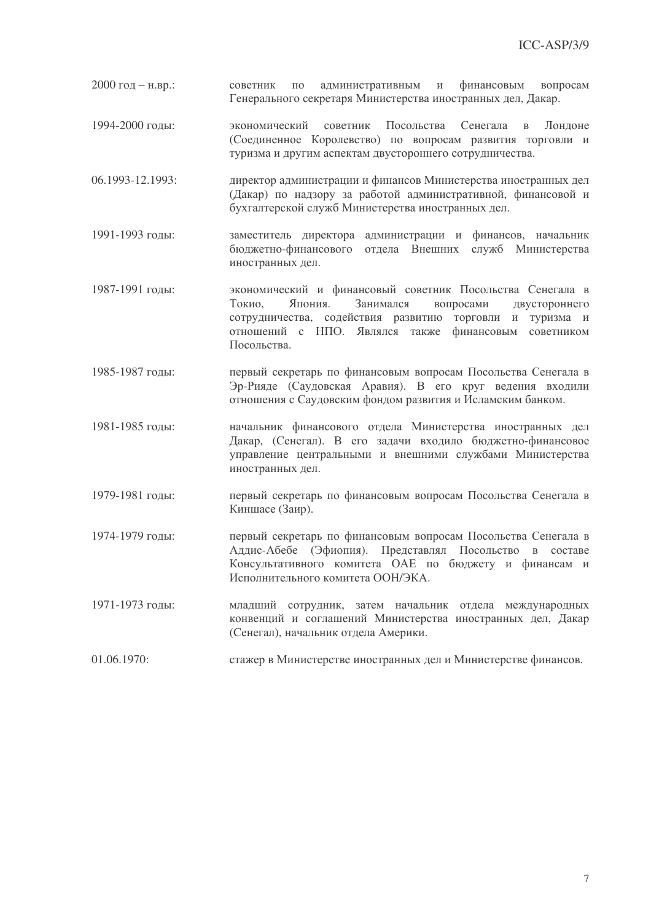2000 год – н.вр.: советник по административным и финансовым вопросам Генерального секретаря Министерства иностранных дел, Дакар.

1994-2000 годы: экономический советник Посольства Сенегала в Лондоне (Соединенное Королевство) по вопросам развития торговли и туризма и другим аспектам двустороннего сотрудничества.

06.1993-12.1993: директор администрации и финансов Министерства иностранных дел (Дакар) по надзору за работой административной, финансовой и бухгалтерской служб Министерства иностранных дел.

1991-1993 годы: заместитель директора администрации и финансов, начальник бюджетно-финансового отдела Внешних служб Министерства иностранных дел.

1987-1991 годы: экономический и финансовый советник Посольства Сенегала в Токио, Япония. Занимался вопросами двустороннего сотрудничества, содействия развитию торговли и туризма и отношений с НПО. Являлся также финансовым советником Посольства.

1985-1987 годы: первый секретарь по финансовым вопросам Посольства Сенегала в Эр-Рияде (Саудовская Аравия). В его круг ведения входили отношения с Саудовским фондом развития и Исламским банком.

1981-1985 годы: начальник финансового отдела Министерства иностранных дел Дакар, (Сенегал). В его задачи входило бюджетно-финансовое управление центральными и внешними службами Министерства иностранных дел.

1979-1981 годы: первый секретарь по финансовым вопросам Посольства Сенегала в Киншасе (Заир).

1974-1979 годы: первый секретарь по финансовым вопросам Посольства Сенегала в Аддис-Абебе (Эфиопия). Представлял Посольство в составе Консультативного комитета ОАЕ по бюджету и финансам и Исполнительного комитета ООН/ЭКА.

1971-1973 годы: младший сотрудник, затем начальник отдела международных конвенций и соглашений Министерства иностранных дел, Дакар (Сенегал), начальник отдела Америки.

01.06.1970: стажер в Министерстве иностранных дел и Министерстве финансов.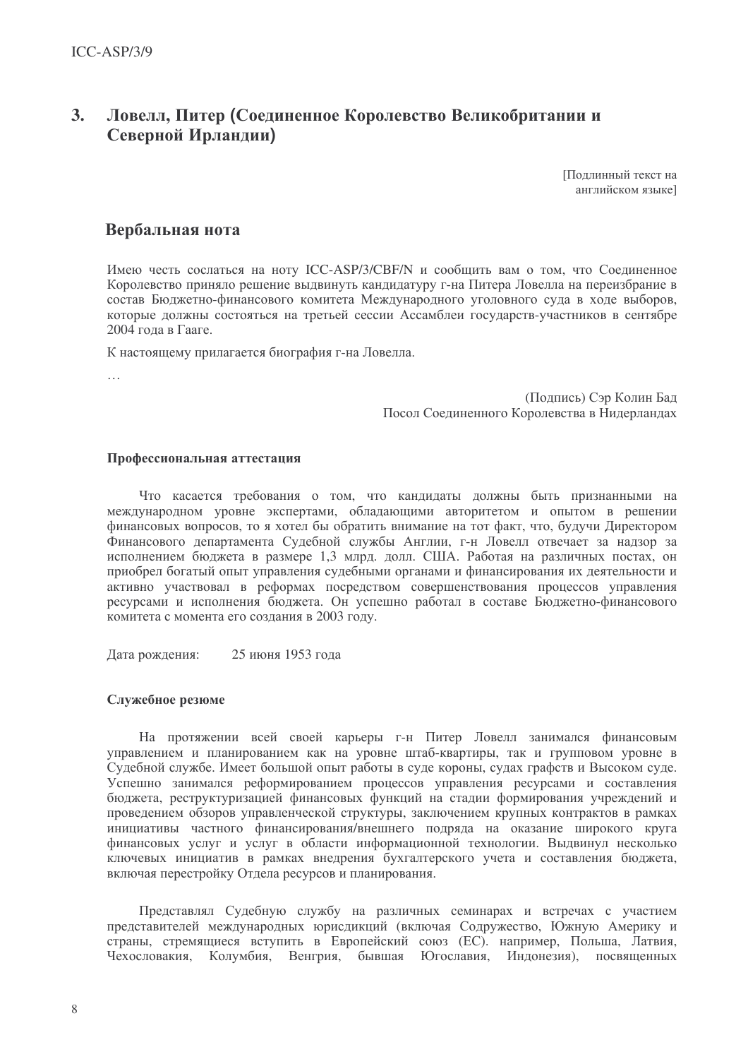## 3. Ловелл, Питер (Соединенное Королевство Великобритании и Северной Ирландии)

[Подлинный текст на английском языке]

### Вербальная нота

Имею честь сослаться на ноту ICC-ASP/3/CBF/N и сообщить вам о том, что Соединенное Королевство приняло решение выдвинуть кандидатуру г-на Питера Ловелла на переизбрание в состав Бюджетно-финансового комитета Международного уголовного суда в ходе выборов, которые должны состояться на третьей сессии Ассамблеи государств-участников в сентябре 2004 года в Гааге.

К настоящему прилагается биография г-на Ловелла.

…

(Подпись) Сэр Колин Бад
Посол Соединенного Королевства в Нидерландах

**Профессиональная аттестация**

Что касается требования о том, что кандидаты должны быть признанными на международном уровне экспертами, обладающими авторитетом и опытом в решении финансовых вопросов, то я хотел бы обратить внимание на тот факт, что, будучи Директором Финансового департамента Судебной службы Англии, г-н Ловелл отвечает за надзор за исполнением бюджета в размере 1,3 млрд. долл. США. Работая на различных постах, он приобрел богатый опыт управления судебными органами и финансирования их деятельности и активно участвовал в реформах посредством совершенствования процессов управления ресурсами и исполнения бюджета. Он успешно работал в составе Бюджетно-финансового комитета с момента его создания в 2003 году.

Дата рождения: 25 июня 1953 года

**Служебное резюме**

На протяжении всей своей карьеры г-н Питер Ловелл занимался финансовым управлением и планированием как на уровне штаб-квартиры, так и групповом уровне в Судебной службе. Имеет большой опыт работы в суде короны, судах графств и Высоком суде. Успешно занимался реформированием процессов управления ресурсами и составления бюджета, реструктуризацией финансовых функций на стадии формирования учреждений и проведением обзоров управленческой структуры, заключением крупных контрактов в рамках инициативы частного финансирования/внешнего подряда на оказание широкого круга финансовых услуг и услуг в области информационной технологии. Выдвинул несколько ключевых инициатив в рамках внедрения бухгалтерского учета и составления бюджета, включая перестройку Отдела ресурсов и планирования.

Представлял Судебную службу на различных семинарах и встречах с участием представителей международных юрисдикций (включая Содружество, Южную Америку и страны, стремящиеся вступить в Европейский союз (ЕС). например, Польша, Латвия, Чехословакия, Колумбия, Венгрия, бывшая Югославия, Индонезия), посвященных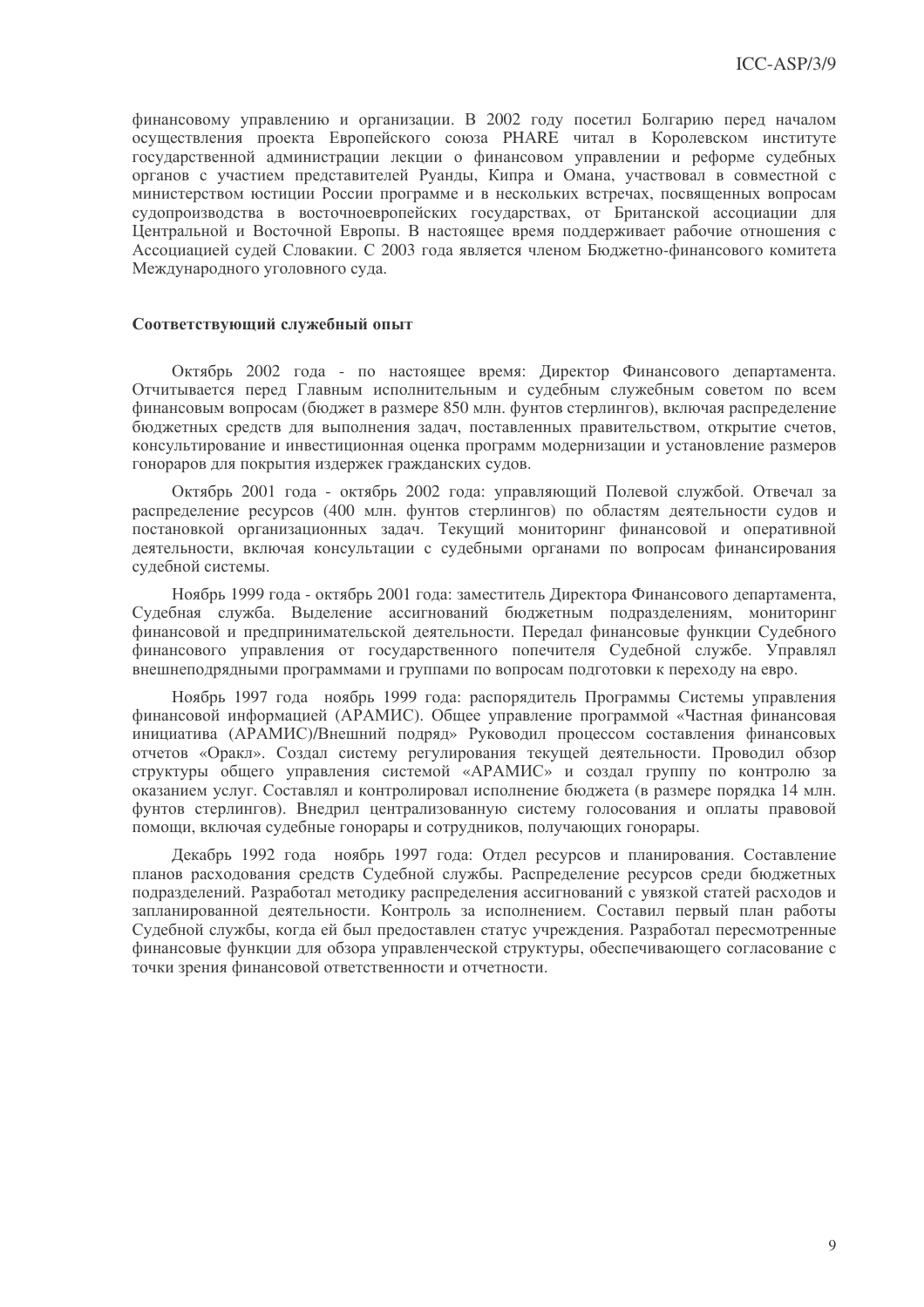финансовому управлению и организации. В 2002 году посетил Болгарию перед началом осуществления проекта Европейского союза PHARE читал в Королевском институте государственной администрации лекции о финансовом управлении и реформе судебных органов с участием представителей Руанды, Кипра и Омана, участвовал в совместной с министерством юстиции России программе и в нескольких встречах, посвященных вопросам судопроизводства в восточноевропейских государствах, от Британской ассоциации для Центральной и Восточной Европы. В настоящее время поддерживает рабочие отношения с Ассоциацией судей Словакии. С 2003 года является членом Бюджетно-финансового комитета Международного уголовного суда.

**Соответствующий служебный опыт**

Октябрь 2002 года - по настоящее время: Директор Финансового департамента. Отчитывается перед Главным исполнительным и судебным служебным советом по всем финансовым вопросам (бюджет в размере 850 млн. фунтов стерлингов), включая распределение бюджетных средств для выполнения задач, поставленных правительством, открытие счетов, консультирование и инвестиционная оценка программ модернизации и установление размеров гонораров для покрытия издержек гражданских судов.

Октябрь 2001 года - октябрь 2002 года: управляющий Полевой службой. Отвечал за распределение ресурсов (400 млн. фунтов стерлингов) по областям деятельности судов и постановкой организационных задач. Текущий мониторинг финансовой и оперативной деятельности, включая консультации с судебными органами по вопросам финансирования судебной системы.

Ноябрь 1999 года - октябрь 2001 года: заместитель Директора Финансового департамента, Судебная служба. Выделение ассигнований бюджетным подразделениям, мониторинг финансовой и предпринимательской деятельности. Передал финансовые функции Судебного финансового управления от государственного попечителя Судебной службе. Управлял внешнеподрядными программами и группами по вопросам подготовки к переходу на евро.

Ноябрь 1997 года ноябрь 1999 года: распорядитель Программы Системы управления финансовой информацией (АРАМИС). Общее управление программой «Частная финансовая инициатива (АРАМИС)/Внешний подряд» Руководил процессом составления финансовых отчетов «Оракл». Создал систему регулирования текущей деятельности. Проводил обзор структуры общего управления системой «АРАМИС» и создал группу по контролю за оказанием услуг. Составлял и контролировал исполнение бюджета (в размере порядка 14 млн. фунтов стерлингов). Внедрил централизованную систему голосования и оплаты правовой помощи, включая судебные гонорары и сотрудников, получающих гонорары.

Декабрь 1992 года ноябрь 1997 года: Отдел ресурсов и планирования. Составление планов расходования средств Судебной службы. Распределение ресурсов среди бюджетных подразделений. Разработал методику распределения ассигнований с увязкой статей расходов и запланированной деятельности. Контроль за исполнением. Составил первый план работы Судебной службы, когда ей был предоставлен статус учреждения. Разработал пересмотренные финансовые функции для обзора управленческой структуры, обеспечивающего согласование с точки зрения финансовой ответственности и отчетности.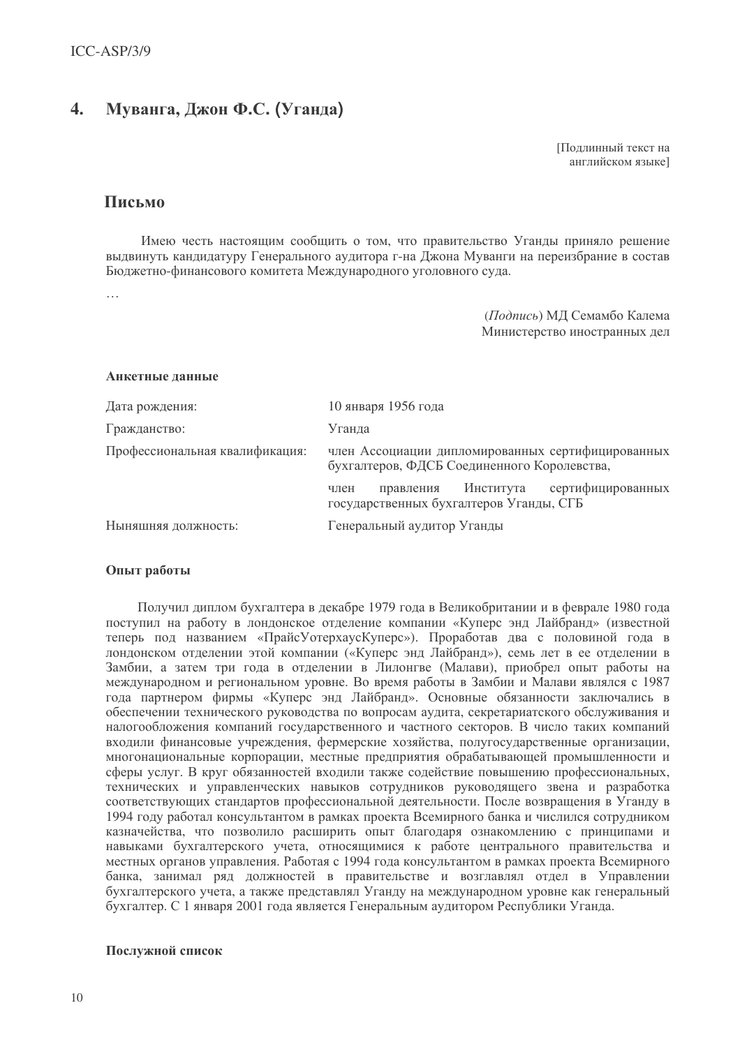## 4. Муванга, Джон Ф.С. (Уганда)

[Подлинный текст на английском языке]

### Письмо

Имею честь настоящим сообщить о том, что правительство Уганды приняло решение выдвинуть кандидатуру Генерального аудитора г-на Джона Муванги на переизбрание в состав Бюджетно-финансового комитета Международного уголовного суда.

…

(*Подпись*) МД Семамбо Калема
Министерство иностранных дел

**Анкетные данные**

| | |
|---|---|
| Дата рождения: | 10 января 1956 года |
| Гражданство: | Уганда |
| Профессиональная квалификация: | член Ассоциации дипломированных сертифицированных бухгалтеров, ФДСБ Соединенного Королевства, |
| | член правления Института сертифицированных государственных бухгалтеров Уганды, СГБ |
| Ныняшняя должность: | Генеральный аудитор Уганды |

**Опыт работы**

Получил диплом бухгалтера в декабре 1979 года в Великобритании и в феврале 1980 года поступил на работу в лондонское отделение компании «Куперс энд Лайбранд» (известной теперь под названием «ПрайсУотерхаусКуперс»). Проработав два с половиной года в лондонском отделении этой компании («Куперс энд Лайбранд»), семь лет в ее отделении в Замбии, а затем три года в отделении в Лилонгве (Малави), приобрел опыт работы на международном и региональном уровне. Во время работы в Замбии и Малави являлся с 1987 года партнером фирмы «Куперс энд Лайбранд». Основные обязанности заключались в обеспечении технического руководства по вопросам аудита, секретариатского обслуживания и налогообложения компаний государственного и частного секторов. В число таких компаний входили финансовые учреждения, фермерские хозяйства, полугосударственные организации, многонациональные корпорации, местные предприятия обрабатывающей промышленности и сферы услуг. В круг обязанностей входили также содействие повышению профессиональных, технических и управленческих навыков сотрудников руководящего звена и разработка соответствующих стандартов профессиональной деятельности. После возвращения в Уганду в 1994 году работал консультантом в рамках проекта Всемирного банка и числился сотрудником казначейства, что позволило расширить опыт благодаря ознакомлению с принципами и навыками бухгалтерского учета, относящимися к работе центрального правительства и местных органов управления. Работая с 1994 года консультантом в рамках проекта Всемирного банка, занимал ряд должностей в правительстве и возглавлял отдел в Управлении бухгалтерского учета, а также представлял Уганду на международном уровне как генеральный бухгалтер. С 1 января 2001 года является Генеральным аудитором Республики Уганда.

**Послужной список**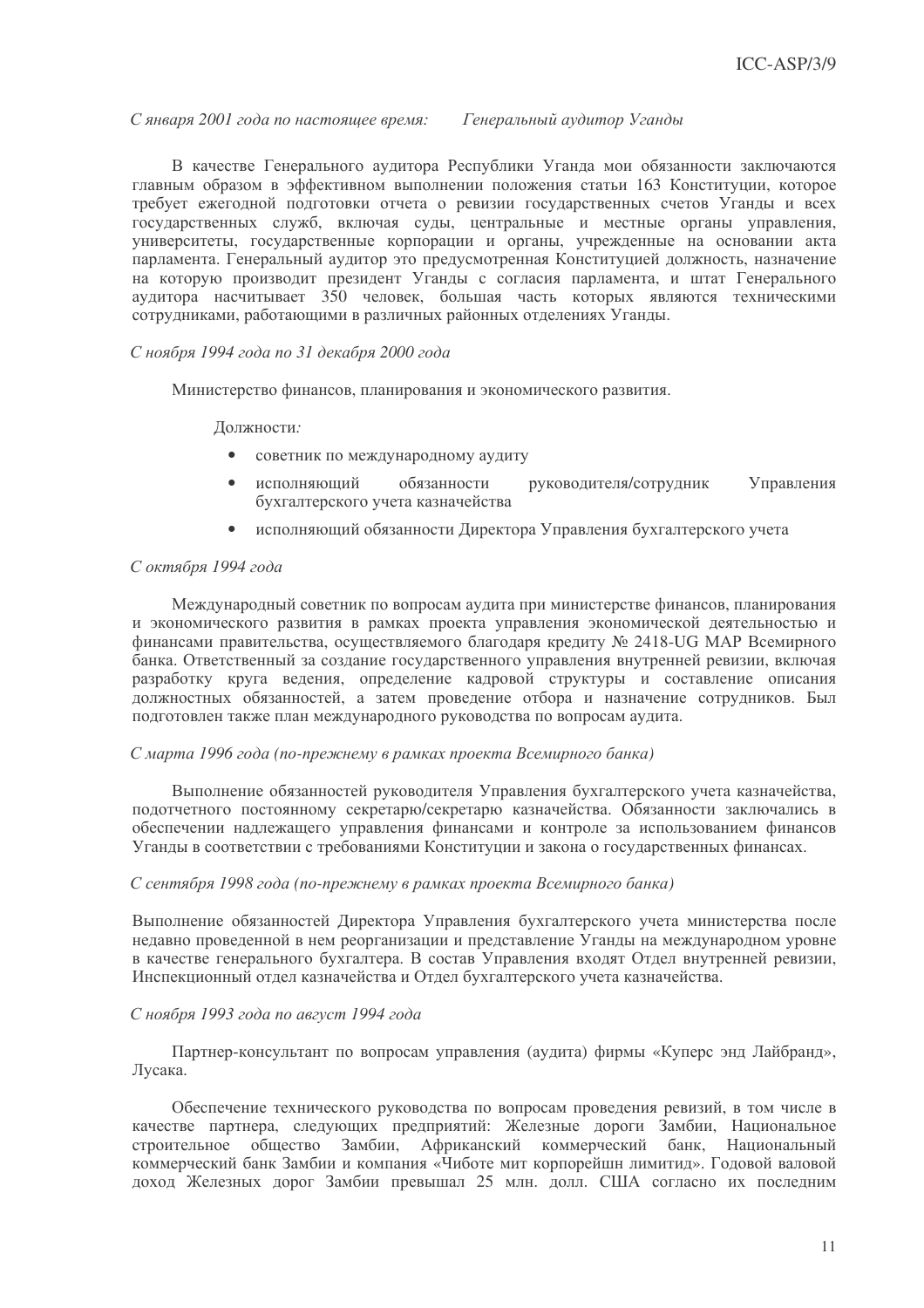*С января 2001 года по настоящее время:* *Генеральный аудитор Уганды*

В качестве Генерального аудитора Республики Уганда мои обязанности заключаются главным образом в эффективном выполнении положения статьи 163 Конституции, которое требует ежегодной подготовки отчета о ревизии государственных счетов Уганды и всех государственных служб, включая суды, центральные и местные органы управления, университеты, государственные корпорации и органы, учрежденные на основании акта парламента. Генеральный аудитор это предусмотренная Конституцией должность, назначение на которую производит президент Уганды с согласия парламента, и штат Генерального аудитора насчитывает 350 человек, большая часть которых являются техническими сотрудниками, работающими в различных районных отделениях Уганды.

*С ноября 1994 года по 31 декабря 2000 года*

Министерство финансов, планирования и экономического развития.

Должности*:*

- советник по международному аудиту
- исполняющий обязанности руководителя/сотрудник Управления бухгалтерского учета казначейства
- исполняющий обязанности Директора Управления бухгалтерского учета

*С октября 1994 года*

Международный советник по вопросам аудита при министерстве финансов, планирования и экономического развития в рамках проекта управления экономической деятельностью и финансами правительства, осуществляемого благодаря кредиту № 2418-UG MAP Всемирного банка. Ответственный за создание государственного управления внутренней ревизии, включая разработку круга ведения, определение кадровой структуры и составление описания должностных обязанностей, а затем проведение отбора и назначение сотрудников. Был подготовлен также план международного руководства по вопросам аудита.

*С марта 1996 года (по-прежнему в рамках проекта Всемирного банка)*

Выполнение обязанностей руководителя Управления бухгалтерского учета казначейства, подотчетного постоянному секретарю/секретарю казначейства. Обязанности заключались в обеспечении надлежащего управления финансами и контроле за использованием финансов Уганды в соответствии с требованиями Конституции и закона о государственных финансах.

*С сентября 1998 года (по-прежнему в рамках проекта Всемирного банка)*

Выполнение обязанностей Директора Управления бухгалтерского учета министерства после недавно проведенной в нем реорганизации и представление Уганды на международном уровне в качестве генерального бухгалтера. В состав Управления входят Отдел внутренней ревизии, Инспекционный отдел казначейства и Отдел бухгалтерского учета казначейства.

*С ноября 1993 года по август 1994 года*

Партнер-консультант по вопросам управления (аудита) фирмы «Куперс энд Лайбранд», Лусака.

Обеспечение технического руководства по вопросам проведения ревизий, в том числе в качестве партнера, следующих предприятий: Железные дороги Замбии, Национальное строительное общество Замбии, Африканский коммерческий банк, Национальный коммерческий банк Замбии и компания «Чиботе мит корпорейшн лимитид». Годовой валовой доход Железных дорог Замбии превышал 25 млн. долл. США согласно их последним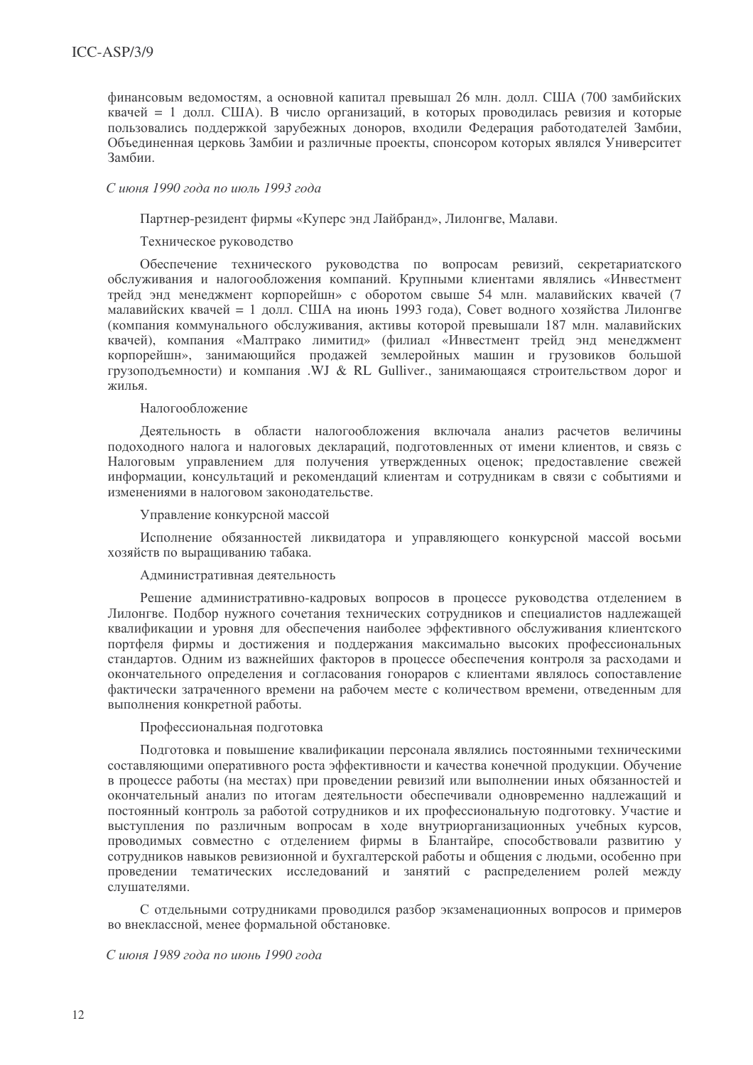финансовым ведомостям, а основной капитал превышал 26 млн. долл. США (700 замбийских квачей = 1 долл. США). В число организаций, в которых проводилась ревизия и которые пользовались поддержкой зарубежных доноров, входили Федерация работодателей Замбии, Объединенная церковь Замбии и различные проекты, спонсором которых являлся Университет Замбии.

*С июня 1990 года по июль 1993 года*

Партнер-резидент фирмы «Куперс энд Лайбранд», Лилонгве, Малави.

Техническое руководство

Обеспечение технического руководства по вопросам ревизий, секретариатского обслуживания и налогообложения компаний. Крупными клиентами являлись «Инвестмент трейд энд менеджмент корпорейшн» с оборотом свыше 54 млн. малавийских квачей (7 малавийских квачей = 1 долл. США на июнь 1993 года), Совет водного хозяйства Лилонгве (компания коммунального обслуживания, активы которой превышали 187 млн. малавийских квачей), компания «Малтрако лимитид» (филиал «Инвестмент трейд энд менеджмент корпорейшн», занимающийся продажей землеройных машин и грузовиков большой грузоподъемности) и компания .WJ & RL Gulliver., занимающаяся строительством дорог и жилья.

Налогообложение

Деятельность в области налогообложения включала анализ расчетов величины подоходного налога и налоговых деклараций, подготовленных от имени клиентов, и связь с Налоговым управлением для получения утвержденных оценок; предоставление свежей информации, консультаций и рекомендаций клиентам и сотрудникам в связи с событиями и изменениями в налоговом законодательстве.

Управление конкурсной массой

Исполнение обязанностей ликвидатора и управляющего конкурсной массой восьми хозяйств по выращиванию табака.

Административная деятельность

Решение административно-кадровых вопросов в процессе руководства отделением в Лилонгве. Подбор нужного сочетания технических сотрудников и специалистов надлежащей квалификации и уровня для обеспечения наиболее эффективного обслуживания клиентского портфеля фирмы и достижения и поддержания максимально высоких профессиональных стандартов. Одним из важнейших факторов в процессе обеспечения контроля за расходами и окончательного определения и согласования гонораров с клиентами являлось сопоставление фактически затраченного времени на рабочем месте с количеством времени, отведенным для выполнения конкретной работы.

Профессиональная подготовка

Подготовка и повышение квалификации персонала являлись постоянными техническими составляющими оперативного роста эффективности и качества конечной продукции. Обучение в процессе работы (на местах) при проведении ревизий или выполнении иных обязанностей и окончательный анализ по итогам деятельности обеспечивали одновременно надлежащий и постоянный контроль за работой сотрудников и их профессиональную подготовку. Участие и выступления по различным вопросам в ходе внутриорганизационных учебных курсов, проводимых совместно с отделением фирмы в Блантайре, способствовали развитию у сотрудников навыков ревизионной и бухгалтерской работы и общения с людьми, особенно при проведении тематических исследований и занятий с распределением ролей между слушателями.

С отдельными сотрудниками проводился разбор экзаменационных вопросов и примеров во внеклассной, менее формальной обстановке.

*С июня 1989 года по июнь 1990 года*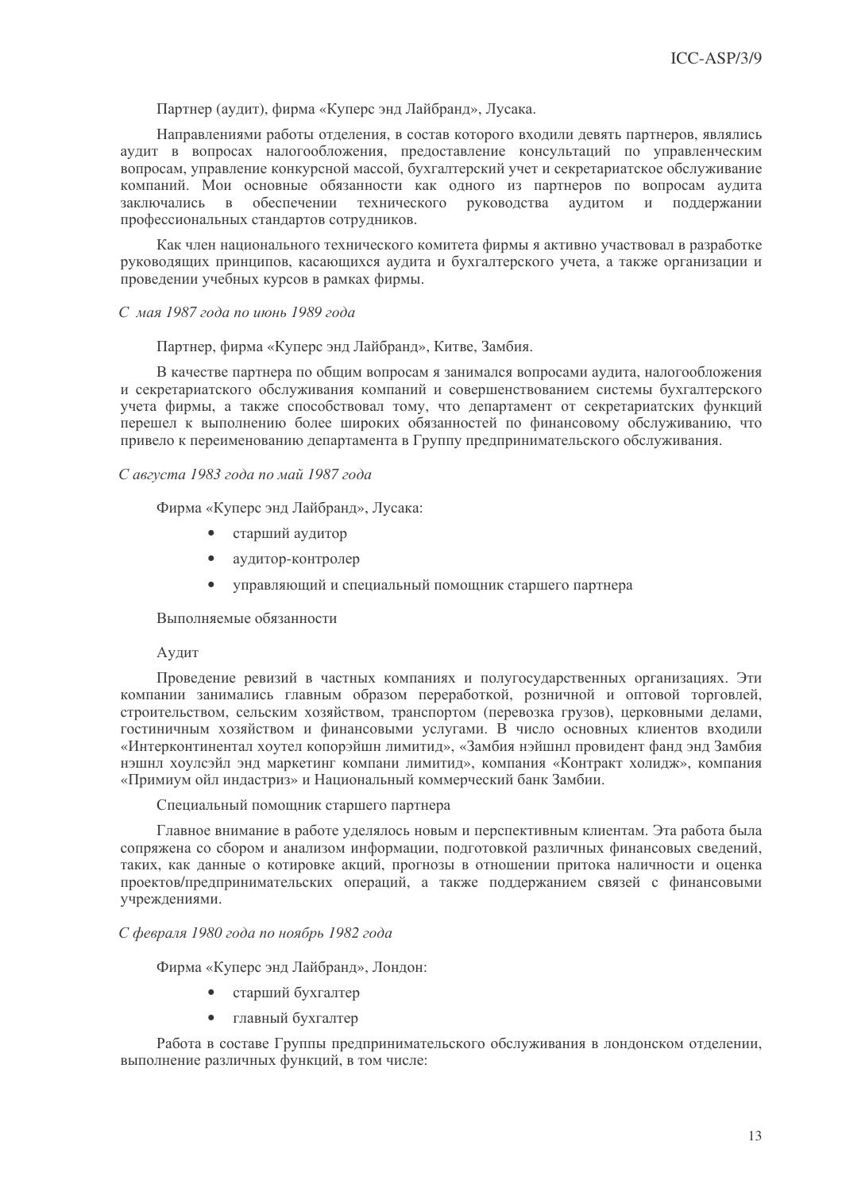Партнер (аудит), фирма «Куперс энд Лайбранд», Лусака.

Направлениями работы отделения, в состав которого входили девять партнеров, являлись аудит в вопросах налогообложения, предоставление консультаций по управленческим вопросам, управление конкурсной массой, бухгалтерский учет и секретариатское обслуживание компаний. Мои основные обязанности как одного из партнеров по вопросам аудита заключались в обеспечении технического руководства аудитом и поддержании профессиональных стандартов сотрудников.

Как член национального технического комитета фирмы я активно участвовал в разработке руководящих принципов, касающихся аудита и бухгалтерского учета, а также организации и проведении учебных курсов в рамках фирмы.

*С мая 1987 года по июнь 1989 года*

Партнер, фирма «Куперс энд Лайбранд», Китве, Замбия.

В качестве партнера по общим вопросам я занимался вопросами аудита, налогообложения и секретариатского обслуживания компаний и совершенствованием системы бухгалтерского учета фирмы, а также способствовал тому, что департамент от секретариатских функций перешел к выполнению более широких обязанностей по финансовому обслуживанию, что привело к переименованию департамента в Группу предпринимательского обслуживания.

*С августа 1983 года по май 1987 года*

Фирма «Куперс энд Лайбранд», Лусака:

- старший аудитор
- аудитор-контролер
- управляющий и специальный помощник старшего партнера

Выполняемые обязанности

Аудит

Проведение ревизий в частных компаниях и полугосударственных организациях. Эти компании занимались главным образом переработкой, розничной и оптовой торговлей, строительством, сельским хозяйством, транспортом (перевозка грузов), церковными делами, гостиничным хозяйством и финансовыми услугами. В число основных клиентов входили «Интерконтинентал хоутел копорэйшн лимитид», «Замбия нэйшнл провидент фанд энд Замбия нэшнл хоулсэйл энд маркетинг компани лимитид», компания «Контракт холидж», компания «Примиум ойл индастриз» и Национальный коммерческий банк Замбии.

Специальный помощник старшего партнера

Главное внимание в работе уделялось новым и перспективным клиентам. Эта работа была сопряжена со сбором и анализом информации, подготовкой различных финансовых сведений, таких, как данные о котировке акций, прогнозы в отношении притока наличности и оценка проектов/предпринимательских операций, а также поддержанием связей с финансовыми учреждениями.

*С февраля 1980 года по ноябрь 1982 года*

Фирма «Куперс энд Лайбранд», Лондон:

- старший бухгалтер
- главный бухгалтер

Работа в составе Группы предпринимательского обслуживания в лондонском отделении, выполнение различных функций, в том числе: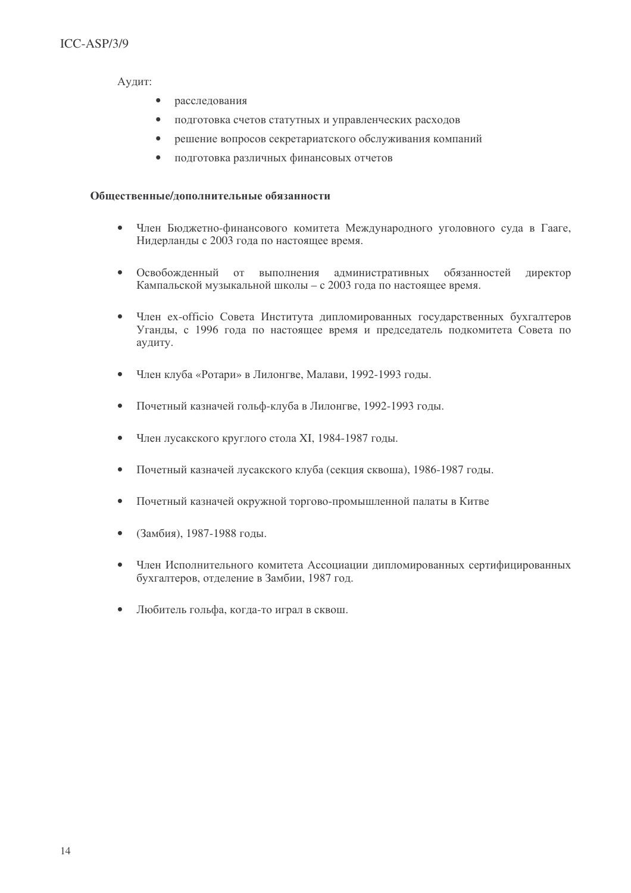Аудит:

- расследования
- подготовка счетов статутных и управленческих расходов
- решение вопросов секретариатского обслуживания компаний
- подготовка различных финансовых отчетов

**Общественные/дополнительные обязанности**

- Член Бюджетно-финансового комитета Международного уголовного суда в Гааге, Нидерланды с 2003 года по настоящее время.

- Освобожденный от выполнения административных обязанностей директор Кампальской музыкальной школы – с 2003 года по настоящее время.

- Член ex-officio Совета Института дипломированных государственных бухгалтеров Уганды, с 1996 года по настоящее время и председатель подкомитета Совета по аудиту.

- Член клуба «Ротари» в Лилонгве, Малави, 1992-1993 годы.

- Почетный казначей гольф-клуба в Лилонгве, 1992-1993 годы.

- Член лусакского круглого стола XI, 1984-1987 годы.

- Почетный казначей лусакского клуба (секция сквоша), 1986-1987 годы.

- Почетный казначей окружной торгово-промышленной палаты в Китве

- (Замбия), 1987-1988 годы.

- Член Исполнительного комитета Ассоциации дипломированных сертифицированных бухгалтеров, отделение в Замбии, 1987 год.

- Любитель гольфа, когда-то играл в сквош.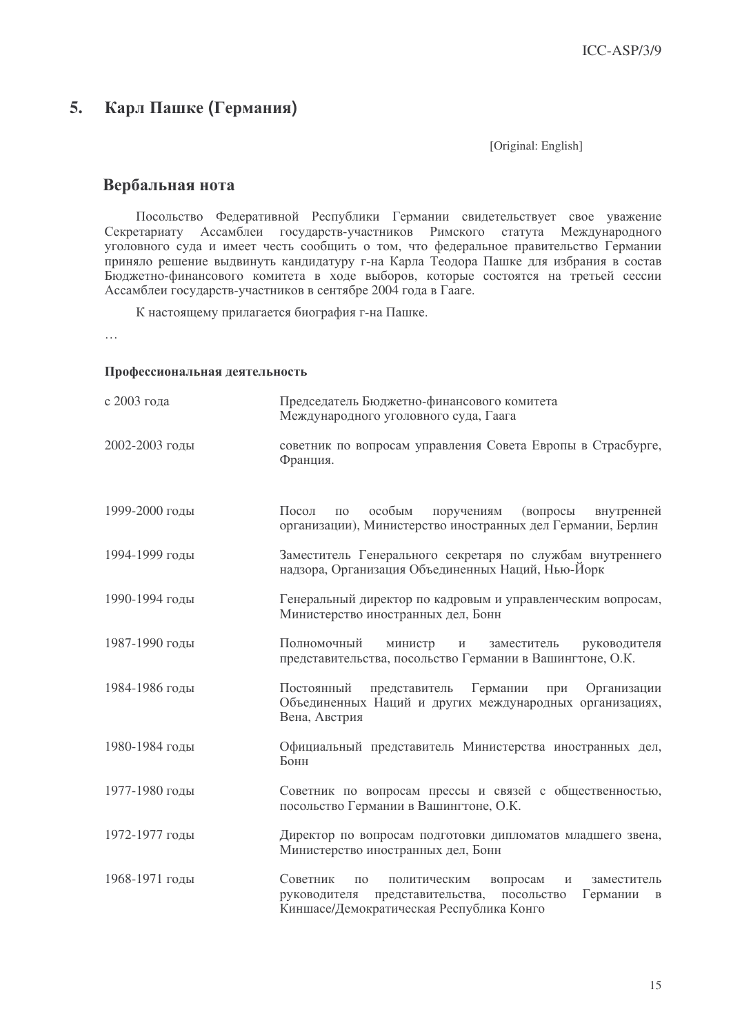## 5. Карл Пашке (Германия)

[Original: English]

### Вербальная нота

Посольство Федеративной Республики Германии свидетельствует свое уважение Секретариату Ассамблеи государств-участников Римского статута Международного уголовного суда и имеет честь сообщить о том, что федеральное правительство Германии приняло решение выдвинуть кандидатуру г-на Карла Теодора Пашке для избрания в состав Бюджетно-финансового комитета в ходе выборов, которые состоятся на третьей сессии Ассамблеи государств-участников в сентябре 2004 года в Гааге.

К настоящему прилагается биография г-на Пашке.

…

**Профессиональная деятельность**

| | |
|---|---|
| с 2003 года | Председатель Бюджетно-финансового комитета Международного уголовного суда, Гаага |
| 2002-2003 годы | советник по вопросам управления Совета Европы в Страсбурге, Франция. |
| 1999-2000 годы | Посол по особым поручениям (вопросы внутренней организации), Министерство иностранных дел Германии, Берлин |
| 1994-1999 годы | Заместитель Генерального секретаря по службам внутреннего надзора, Организация Объединенных Наций, Нью-Йорк |
| 1990-1994 годы | Генеральный директор по кадровым и управленческим вопросам, Министерство иностранных дел, Бонн |
| 1987-1990 годы | Полномочный министр и заместитель руководителя представительства, посольство Германии в Вашингтоне, О.К. |
| 1984-1986 годы | Постоянный представитель Германии при Организации Объединенных Наций и других международных организациях, Вена, Австрия |
| 1980-1984 годы | Официальный представитель Министерства иностранных дел, Бонн |
| 1977-1980 годы | Советник по вопросам прессы и связей с общественностью, посольство Германии в Вашингтоне, О.К. |
| 1972-1977 годы | Директор по вопросам подготовки дипломатов младшего звена, Министерство иностранных дел, Бонн |
| 1968-1971 годы | Советник по политическим вопросам и заместитель руководителя представительства, посольство Германии в Киншасе/Демократическая Республика Конго |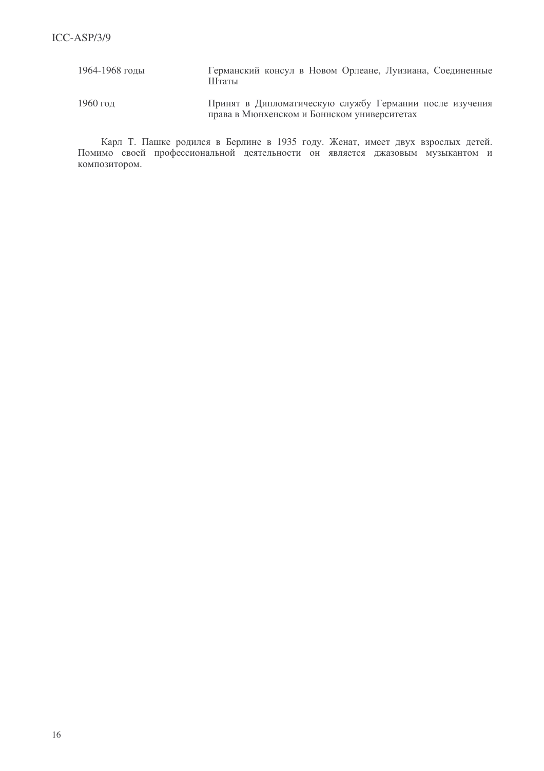| | |
|---|---|
| 1964-1968 годы | Германский консул в Новом Орлеане, Луизиана, Соединенные Штаты |
| 1960 год | Принят в Дипломатическую службу Германии после изучения права в Мюнхенском и Боннском университетах |

Карл Т. Пашке родился в Берлине в 1935 году. Женат, имеет двух взрослых детей. Помимо своей профессиональной деятельности он является джазовым музыкантом и композитором.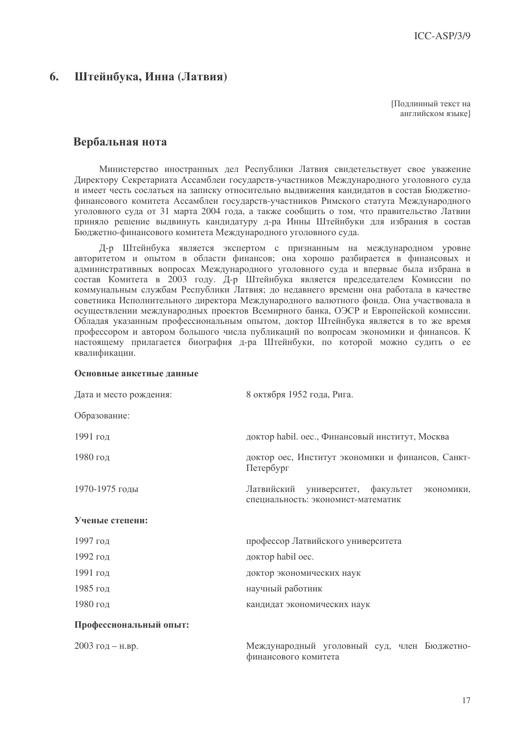## 6. Штейнбука, Инна (Латвия)

[Подлинный текст на английском языке]

### Вербальная нота

Министерство иностранных дел Республики Латвия свидетельствует свое уважение Директору Секретариата Ассамблеи государств-участников Международного уголовного суда и имеет честь сослаться на записку относительно выдвижения кандидатов в состав Бюджетно-финансового комитета Ассамблеи государств-участников Римского статута Международного уголовного суда от 31 марта 2004 года, а также сообщить о том, что правительство Латвии приняло решение выдвинуть кандидатуру д-ра Инны Штейнбуки для избрания в состав Бюджетно-финансового комитета Международного уголовного суда.

Д-р Штейнбука является экспертом с признанным на международном уровне авторитетом и опытом в области финансов; она хорошо разбирается в финансовых и административных вопросах Международного уголовного суда и впервые была избрана в состав Комитета в 2003 году. Д-р Штейнбука является председателем Комиссии по коммунальным службам Республики Латвия; до недавнего времени она работала в качестве советника Исполнительного директора Международного валютного фонда. Она участвовала в осуществлении международных проектов Всемирного банка, ОЭСР и Европейской комиссии. Обладая указанным профессиональным опытом, доктор Штейнбука является в то же время профессором и автором большого числа публикаций по вопросам экономики и финансов. К настоящему прилагается биография д-ра Штейнбуки, по которой можно судить о ее квалификации.

**Основные анкетные данные**

Дата и место рождения: 8 октября 1952 года, Рига.

Образование:

| | |
|---|---|
| 1991 год | доктор habil. oec., Финансовый институт, Москва |
| 1980 год | доктор oec, Институт экономики и финансов, Санкт-Петербург |
| 1970-1975 годы | Латвийский университет, факультет экономики, специальность: экономист-математик |

**Ученые степени:**

| | |
|---|---|
| 1997 год | профессор Латвийского университета |
| 1992 год | доктор habil oec. |
| 1991 год | доктор экономических наук |
| 1985 год | научный работник |
| 1980 год | кандидат экономических наук |

**Профессиональный опыт:**

| | |
|---|---|
| 2003 год – н.вр. | Международный уголовный суд, член Бюджетно-финансового комитета |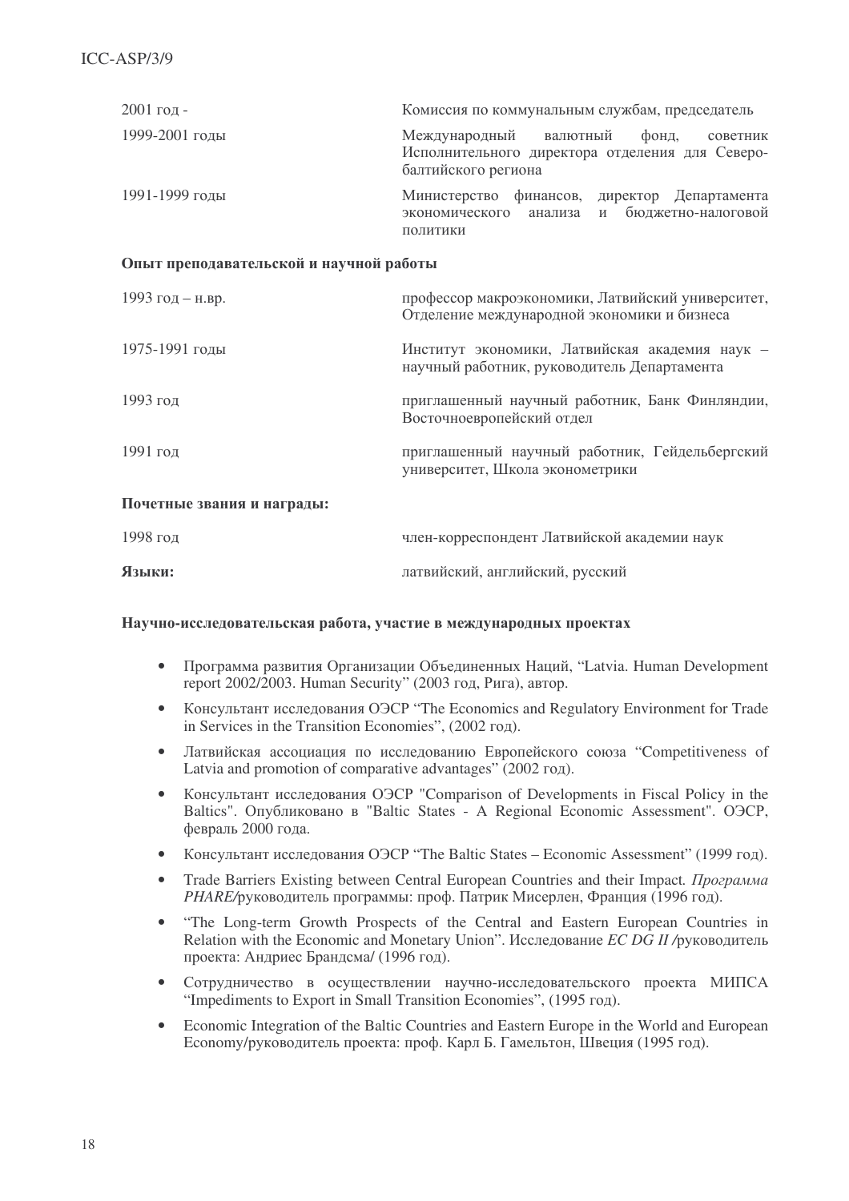| | |
|---|---|
| 2001 год - | Комиссия по коммунальным службам, председатель |
| 1999-2001 годы | Международный валютный фонд, советник Исполнительного директора отделения для Северо-балтийского региона |
| 1991-1999 годы | Министерство финансов, директор Департамента экономического анализа и бюджетно-налоговой политики |

**Опыт преподавательской и научной работы**

| | |
|---|---|
| 1993 год – н.вр. | профессор макроэкономики, Латвийский университет, Отделение международной экономики и бизнеса |
| 1975-1991 годы | Институт экономики, Латвийская академия наук – научный работник, руководитель Департамента |
| 1993 год | приглашенный научный работник, Банк Финляндии, Восточноевропейский отдел |
| 1991 год | приглашенный научный работник, Гейдельбергский университет, Школа эконометрики |

**Почетные звания и награды:**

| | |
|---|---|
| 1998 год | член-корреспондент Латвийской академии наук |
| **Языки:** | латвийский, английский, русский |

**Научно-исследовательская работа, участие в международных проектах**

- Программа развития Организации Объединенных Наций, "Latvia. Human Development report 2002/2003. Human Security" (2003 год, Рига), автор.
- Консультант исследования ОЭСР "The Economics and Regulatory Environment for Trade in Services in the Transition Economies", (2002 год).
- Латвийская ассоциация по исследованию Европейского союза "Competitiveness of Latvia and promotion of comparative advantages" (2002 год).
- Консультант исследования ОЭСР "Comparison of Developments in Fiscal Policy in the Baltics". Опубликовано в "Baltic States - A Regional Economic Assessment". ОЭСР, февраль 2000 года.
- Консультант исследования ОЭСР "The Baltic States – Economic Assessment" (1999 год).
- Trade Barriers Existing between Central European Countries and their Impact. *Программа PHARE/*руководитель программы: проф. Патрик Мисерлен, Франция (1996 год).
- "The Long-term Growth Prospects of the Central and Eastern European Countries in Relation with the Economic and Monetary Union". Исследование *EC DG II /*руководитель проекта: Андриес Брандсма/ (1996 год).
- Сотрудничество в осуществлении научно-исследовательского проекта МИПСА "Impediments to Export in Small Transition Economies", (1995 год).
- Economic Integration of the Baltic Countries and Eastern Europe in the World and European Economy/руководитель проекта: проф. Карл Б. Гамельтон, Швеция (1995 год).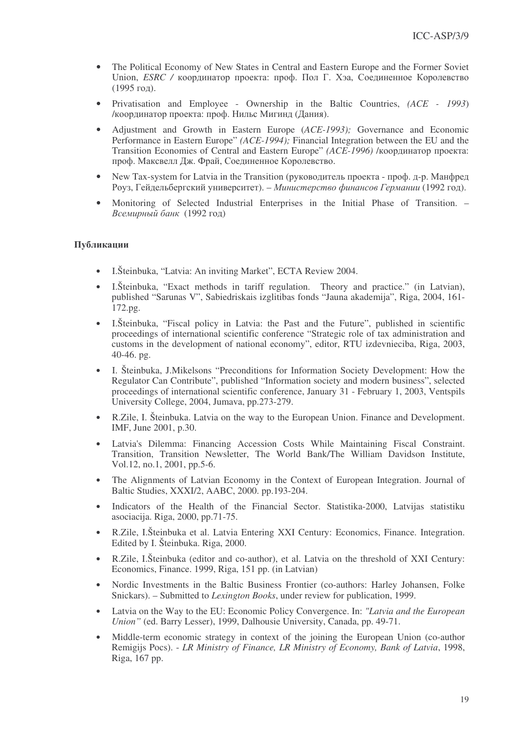- The Political Economy of New States in Central and Eastern Europe and the Former Soviet Union, *ESRC /* координатор проекта: проф. Пол Г. Хэа, Соединенное Королевство (1995 год).
- Privatisation and Employee - Ownership in the Baltic Countries, *(ACE - 1993*) /координатор проекта: проф. Нильс Мигинд (Дания).
- Adjustment and Growth in Eastern Europe (*ACE-1993);* Governance and Economic Performance in Eastern Europe" *(ACE-1994);* Financial Integration between the EU and the Transition Economies of Central and Eastern Europe" *(ACE-1996)* /координатор проекта: проф. Максвелл Дж. Фрай, Соединенное Королевство.
- New Tax-system for Latvia in the Transition (руководитель проекта - проф. д-р. Манфред Роуз, Гейдельбергский университет). – *Министерство финансов Германии* (1992 год).
- Monitoring of Selected Industrial Enterprises in the Initial Phase of Transition. – *Всемирный банк* (1992 год)

**Публикации**

- I.Šteinbuka, "Latvia: An inviting Market", ECTA Review 2004.
- I.Šteinbuka, "Exact methods in tariff regulation. Theory and practice." (in Latvian), published "Sarunas V", Sabiedriskais izglitibas fonds "Jauna akademija", Riga, 2004, 161-172.pg.
- I.Šteinbuka, "Fiscal policy in Latvia: the Past and the Future", published in scientific proceedings of international scientific conference "Strategic role of tax administration and customs in the development of national economy", editor, RTU izdevnieciba, Riga, 2003, 40-46. pg.
- I. Šteinbuka, J.Mikelsons "Preconditions for Information Society Development: How the Regulator Can Contribute", published "Information society and modern business", selected proceedings of international scientific conference, January 31 - February 1, 2003, Ventspils University College, 2004, Jumava, pp.273-279.
- R.Zile, I. Šteinbuka. Latvia on the way to the European Union. Finance and Development. IMF, June 2001, p.30.
- Latvia's Dilemma: Financing Accession Costs While Maintaining Fiscal Constraint. Transition, Transition Newsletter, The World Bank/The William Davidson Institute, Vol.12, no.1, 2001, pp.5-6.
- The Alignments of Latvian Economy in the Context of European Integration. Journal of Baltic Studies, XXXI/2, AABC, 2000. pp.193-204.
- Indicators of the Health of the Financial Sector. Statistika-2000, Latvijas statistiku asociacija. Riga, 2000, pp.71-75.
- R.Zile, I.Šteinbuka et al. Latvia Entering XXI Century: Economics, Finance. Integration. Edited by I. Šteinbuka. Riga, 2000.
- R.Zile, I.Šteinbuka (editor and co-author), et al. Latvia on the threshold of XXI Century: Economics, Finance. 1999, Riga, 151 pp. (in Latvian)
- Nordic Investments in the Baltic Business Frontier (co-authors: Harley Johansen, Folke Snickars). – Submitted to *Lexington Books*, under review for publication, 1999.
- Latvia on the Way to the EU: Economic Policy Convergence. In: *"Latvia and the European Union"* (ed. Barry Lesser), 1999, Dalhousie University, Canada, pp. 49-71.
- Middle-term economic strategy in context of the joining the European Union (co-author Remigijs Pocs). - *LR Ministry of Finance, LR Ministry of Economy, Bank of Latvia*, 1998, Riga, 167 pp.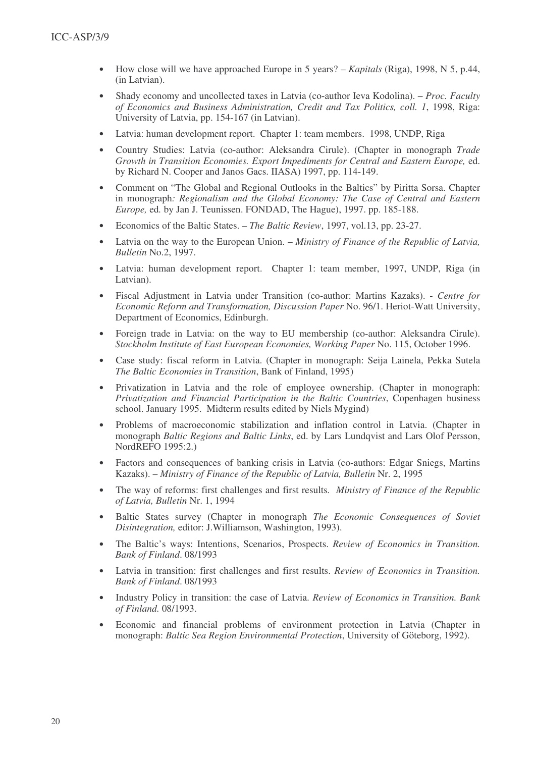- How close will we have approached Europe in 5 years? – *Kapitals* (Riga), 1998, N 5, p.44, (in Latvian).
- Shady economy and uncollected taxes in Latvia (co-author Ieva Kodolina). – *Proc. Faculty of Economics and Business Administration, Credit and Tax Politics, coll. 1*, 1998, Riga: University of Latvia, pp. 154-167 (in Latvian).
- Latvia: human development report. Chapter 1: team members. 1998, UNDP, Riga
- Country Studies: Latvia (co-author: Aleksandra Cirule). (Chapter in monograph *Trade Growth in Transition Economies. Export Impediments for Central and Eastern Europe,* ed. by Richard N. Cooper and Janos Gacs. IIASA) 1997, pp. 114-149.
- Comment on "The Global and Regional Outlooks in the Baltics" by Piritta Sorsa. Chapter in monograph*: Regionalism and the Global Economy: The Case of Central and Eastern Europe,* ed*.* by Jan J. Teunissen. FONDAD, The Hague), 1997. pp. 185-188.
- Economics of the Baltic States. – *The Baltic Review*, 1997, vol.13, pp. 23-27.
- Latvia on the way to the European Union. – *Ministry of Finance of the Republic of Latvia, Bulletin* No.2, 1997.
- Latvia: human development report. Chapter 1: team member, 1997, UNDP, Riga (in Latvian).
- Fiscal Adjustment in Latvia under Transition (co-author: Martins Kazaks). - *Centre for Economic Reform and Transformation, Discussion Paper* No. 96/1. Heriot-Watt University, Department of Economics, Edinburgh.
- Foreign trade in Latvia: on the way to EU membership (co-author: Aleksandra Cirule). *Stockholm Institute of East European Economies, Working Paper* No. 115, October 1996.
- Case study: fiscal reform in Latvia. (Chapter in monograph: Seija Lainela, Pekka Sutela *The Baltic Economies in Transition*, Bank of Finland, 1995)
- Privatization in Latvia and the role of employee ownership. (Chapter in monograph: *Privatization and Financial Participation in the Baltic Countries*, Copenhagen business school. January 1995. Midterm results edited by Niels Mygind)
- Problems of macroeconomic stabilization and inflation control in Latvia. (Chapter in monograph *Baltic Regions and Baltic Links*, ed. by Lars Lundqvist and Lars Olof Persson, NordREFO 1995:2.)
- Factors and consequences of banking crisis in Latvia (co-authors: Edgar Sniegs, Martins Kazaks). – *Ministry of Finance of the Republic of Latvia, Bulletin* Nr. 2, 1995
- The way of reforms: first challenges and first results*. Ministry of Finance of the Republic of Latvia, Bulletin* Nr. 1, 1994
- Baltic States survey (Chapter in monograph *The Economic Consequences of Soviet Disintegration,* editor: J.Williamson, Washington, 1993).
- The Baltic's ways: Intentions, Scenarios, Prospects. *Review of Economics in Transition. Bank of Finland*. 08/1993
- Latvia in transition: first challenges and first results. *Review of Economics in Transition. Bank of Finland*. 08/1993
- Industry Policy in transition: the case of Latvia. *Review of Economics in Transition. Bank of Finland.* 08/1993.
- Economic and financial problems of environment protection in Latvia (Chapter in monograph: *Baltic Sea Region Environmental Protection*, University of Göteborg, 1992).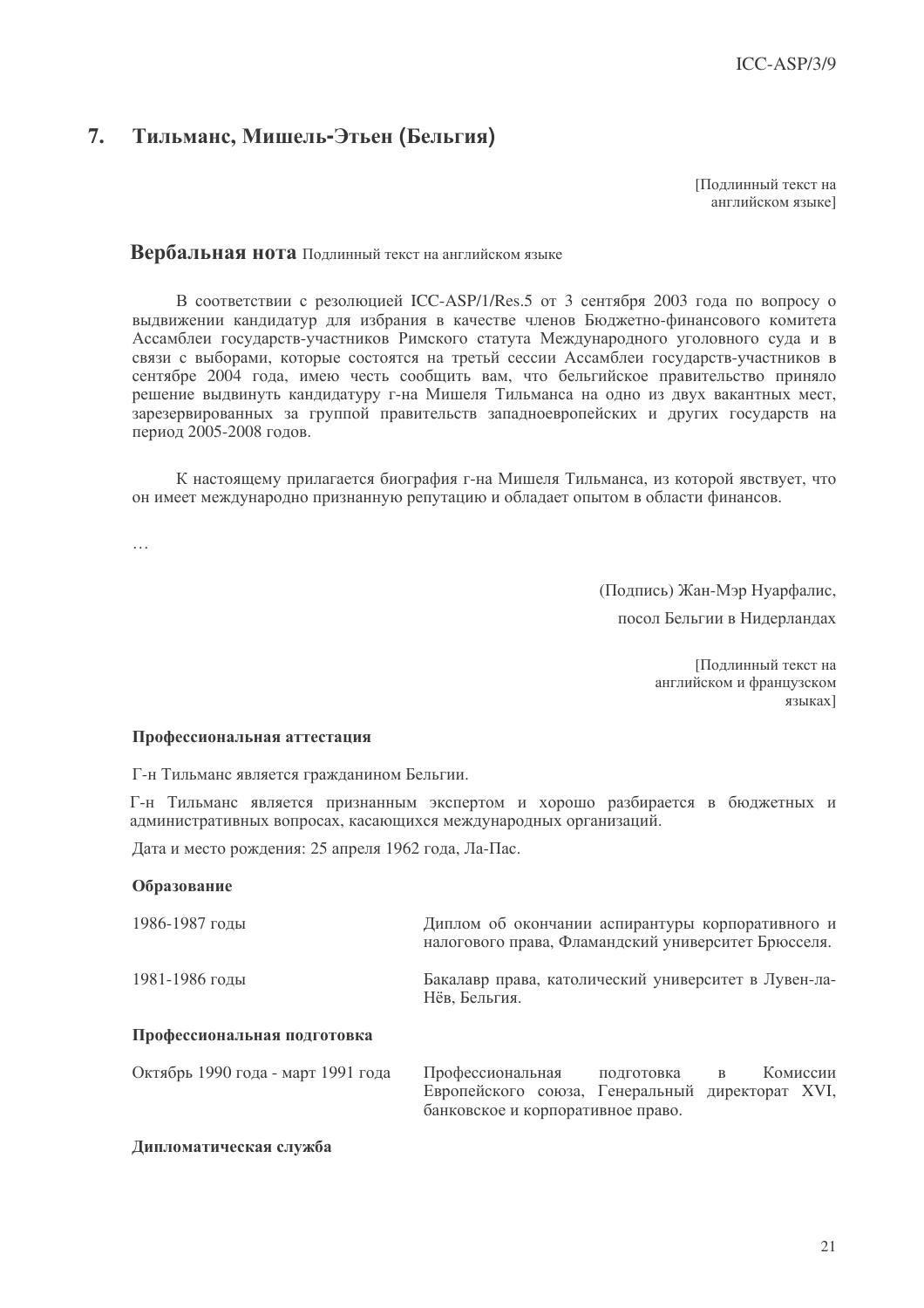## 7. Тильманс, Мишель-Этьен (Бельгия)

[Подлинный текст на английском языке]

**Вербальная нота** Подлинный текст на английском языке

В соответствии с резолюцией ICC-ASP/1/Res.5 от 3 сентября 2003 года по вопросу о выдвижении кандидатур для избрания в качестве членов Бюджетно-финансового комитета Ассамблеи государств-участников Римского статута Международного уголовного суда и в связи с выборами, которые состоятся на третьей сессии Ассамблеи государств-участников в сентябре 2004 года, имею честь сообщить вам, что бельгийское правительство приняло решение выдвинуть кандидатуру г-на Мишеля Тильманса на одно из двух вакантных мест, зарезервированных за группой правительств западноевропейских и других государств на период 2005-2008 годов.

К настоящему прилагается биография г-на Мишеля Тильманса, из которой явствует, что он имеет международно признанную репутацию и обладает опытом в области финансов.

…

(Подпись) Жан-Мэр Нуарфалис,

посол Бельгии в Нидерландах

[Подлинный текст на английском и французском языках]

**Профессиональная аттестация**

Г-н Тильманс является гражданином Бельгии.

Г-н Тильманс является признанным экспертом и хорошо разбирается в бюджетных и административных вопросах, касающихся международных организаций.

Дата и место рождения: 25 апреля 1962 года, Ла-Пас.

**Образование**

| | |
|---|---|
| 1986-1987 годы | Диплом об окончании аспирантуры корпоративного и налогового права, Фламандский университет Брюсселя. |
| 1981-1986 годы | Бакалавр права, католический университет в Лувен-ла-Нёв, Бельгия. |

**Профессиональная подготовка**

| | |
|---|---|
| Октябрь 1990 года - март 1991 года | Профессиональная подготовка в Комиссии Европейского союза, Генеральный директорат XVI, банковское и корпоративное право. |

**Дипломатическая служба**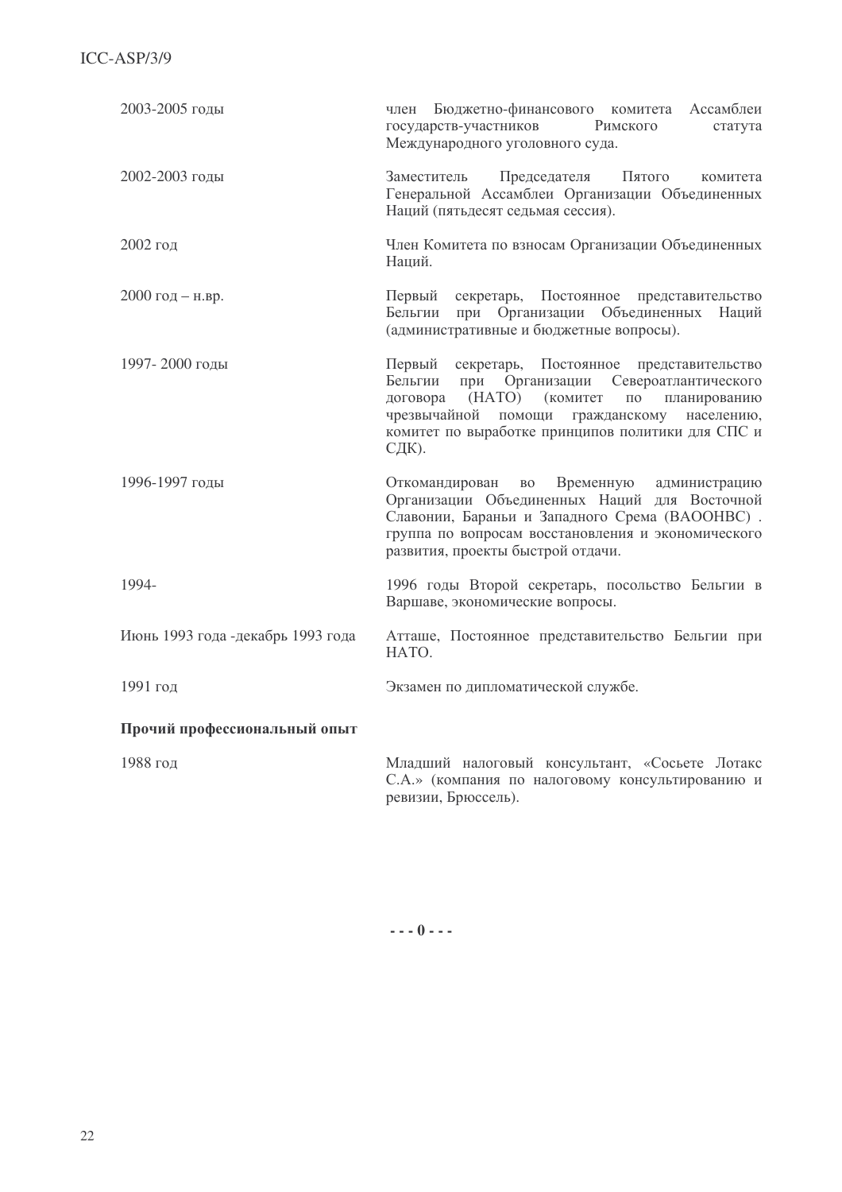| | |
|---|---|
| 2003-2005 годы | член Бюджетно-финансового комитета Ассамблеи государств-участников Римского статута Международного уголовного суда. |
| 2002-2003 годы | Заместитель Председателя Пятого комитета Генеральной Ассамблеи Организации Объединенных Наций (пятьдесят седьмая сессия). |
| 2002 год | Член Комитета по взносам Организации Объединенных Наций. |
| 2000 год – н.вр. | Первый секретарь, Постоянное представительство Бельгии при Организации Объединенных Наций (административные и бюджетные вопросы). |
| 1997- 2000 годы | Первый секретарь, Постоянное представительство Бельгии при Организации Североатлантического договора (НАТО) (комитет по планированию чрезвычайной помощи гражданскому населению, комитет по выработке принципов политики для СПС и СДК). |
| 1996-1997 годы | Откомандирован во Временную администрацию Организации Объединенных Наций для Восточной Славонии, Бараньи и Западного Срема (ВАООНВС) . группа по вопросам восстановления и экономического развития, проекты быстрой отдачи. |
| 1994- | 1996 годы Второй секретарь, посольство Бельгии в Варшаве, экономические вопросы. |
| Июнь 1993 года -декабрь 1993 года | Атташе, Постоянное представительство Бельгии при НАТО. |
| 1991 год | Экзамен по дипломатической службе. |

**Прочий профессиональный опыт**

| | |
|---|---|
| 1988 год | Младший налоговый консультант, «Сосьете Лотакс С.А.» (компания по налоговому консультированию и ревизии, Брюссель). |

**- - - 0 - - -**